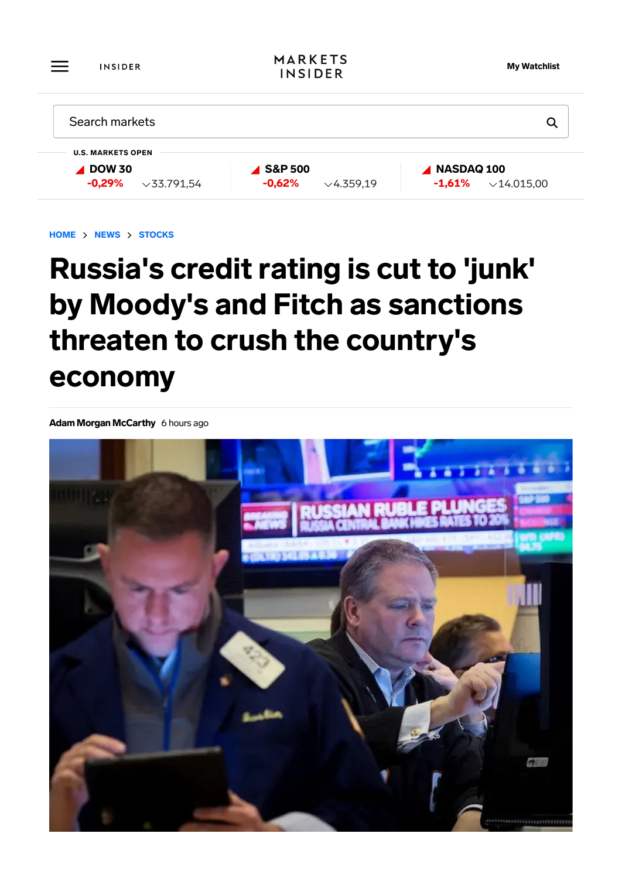INSIDER

MARKETS INSIDER

My Watchlist

Search markets

U.S. MARKETS OPEN

| DOW 30 | S&P 500 | NASDAQ 100 |
| --- | --- | --- |
| -0,29% 33.791,54 | -0,62% 4.359,19 | -1,61% 14.015,00 |

HOME > NEWS > STOCKS

# Russia's credit rating is cut to 'junk' by Moody's and Fitch as sanctions threaten to crush the country's economy

**Adam Morgan McCarthy** 6 hours ago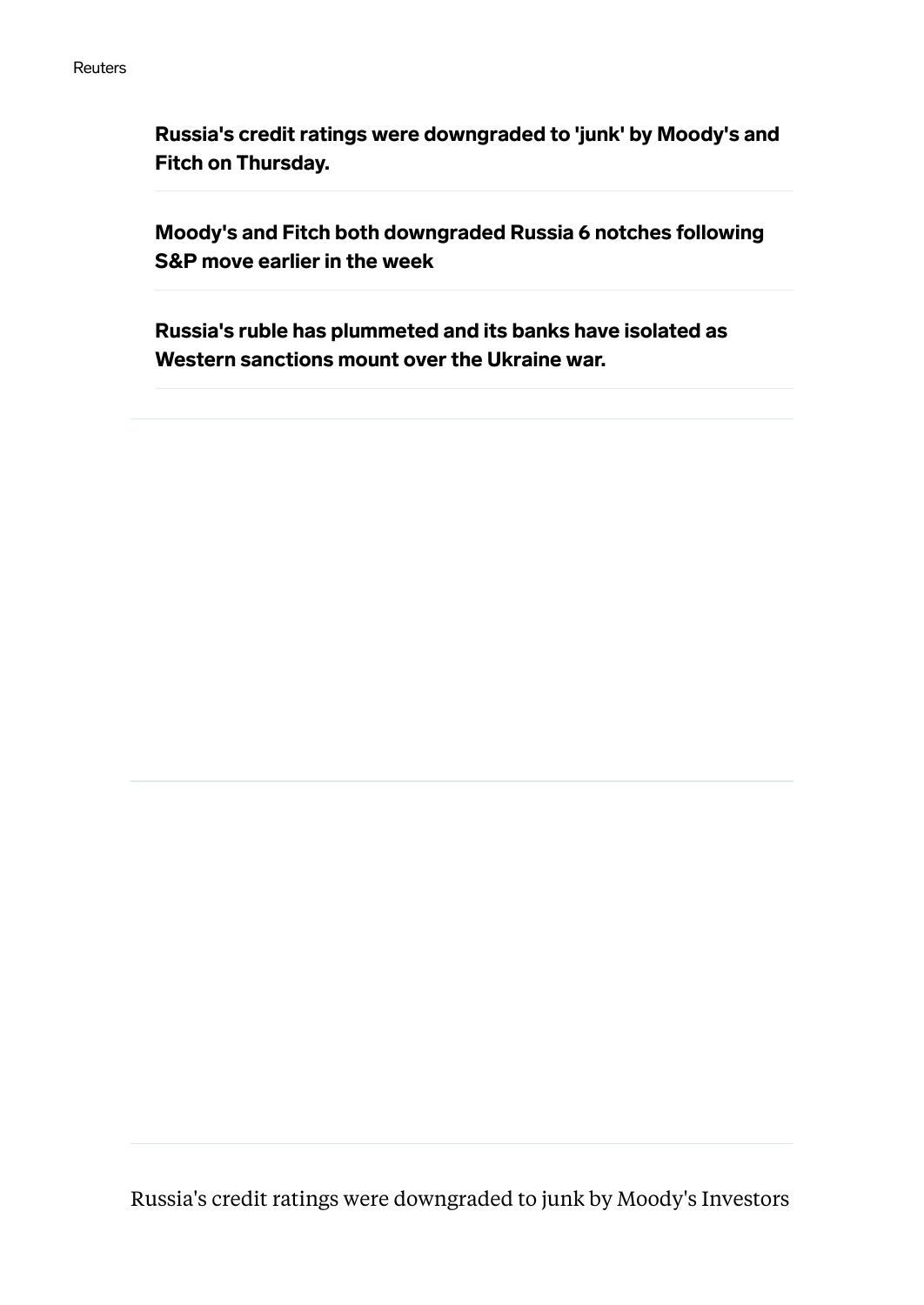**Russia's credit ratings were downgraded to 'junk' by Moody's and Fitch on Thursday.**

**Moody's and Fitch both downgraded Russia 6 notches following S&P move earlier in the week**

**Russia's ruble has plummeted and its banks have isolated as Western sanctions mount over the Ukraine war.**

Russia's credit ratings were downgraded to junk by Moody's Investors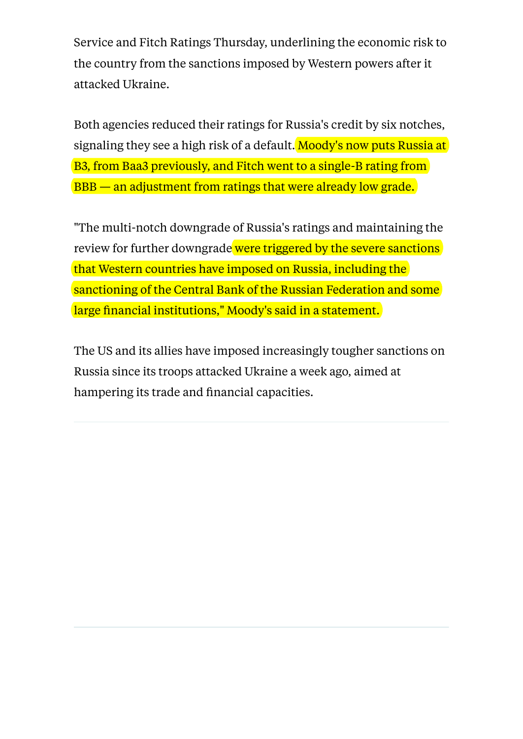Service and Fitch Ratings Thursday, underlining the economic risk to the country from the sanctions imposed by Western powers after it attacked Ukraine.

Both agencies reduced their ratings for Russia's credit by six notches, signaling they see a high risk of a default. Moody's now puts Russia at B3, from Baa3 previously, and Fitch went to a single-B rating from BBB — an adjustment from ratings that were already low grade.

"The multi-notch downgrade of Russia's ratings and maintaining the review for further downgrade were triggered by the severe sanctions that Western countries have imposed on Russia, including the sanctioning of the Central Bank of the Russian Federation and some large financial institutions," Moody's said in a statement.

The US and its allies have imposed increasingly tougher sanctions on Russia since its troops attacked Ukraine a week ago, aimed at hampering its trade and financial capacities.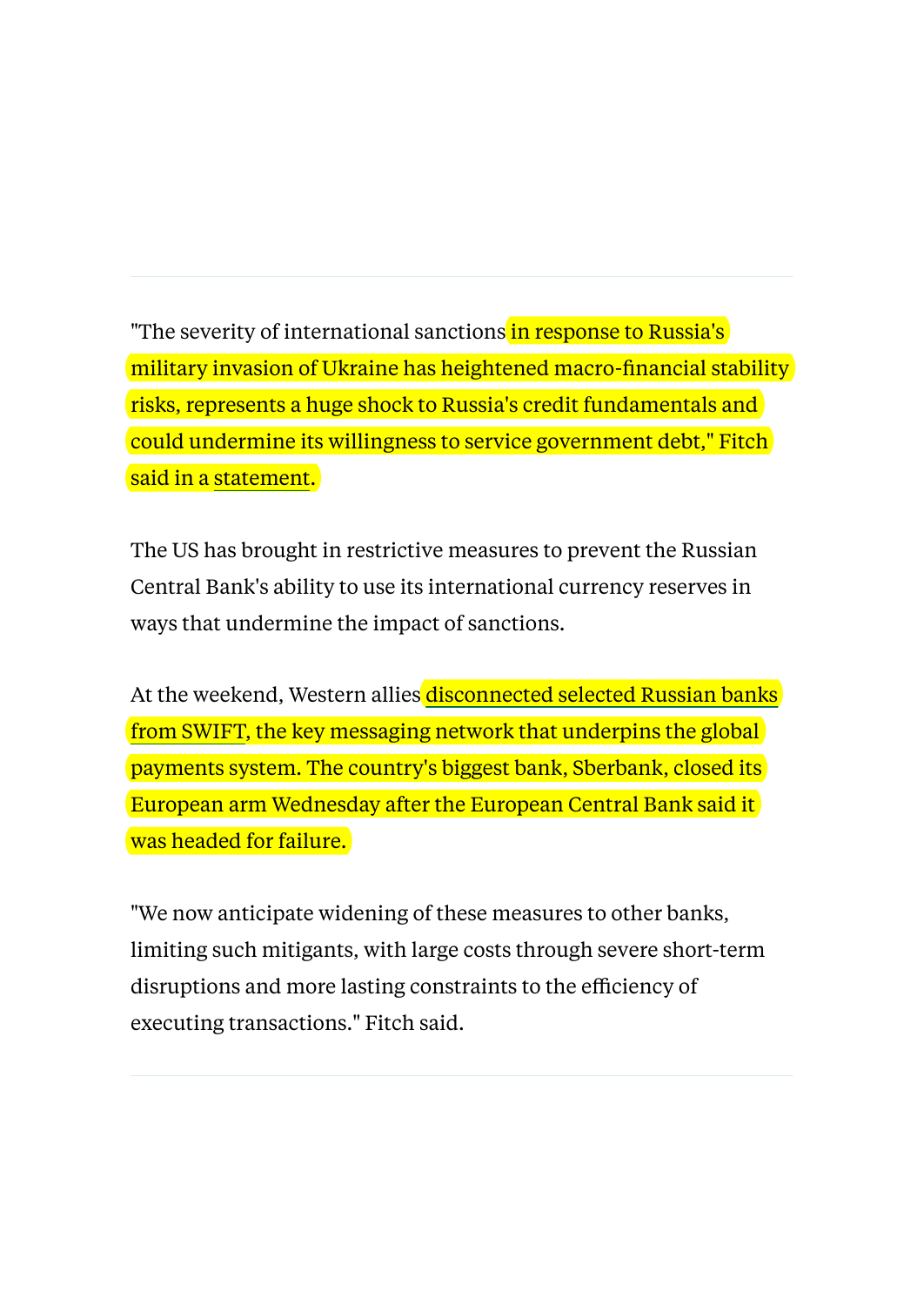"The severity of international sanctions in response to Russia's military invasion of Ukraine has heightened macro-financial stability risks, represents a huge shock to Russia's credit fundamentals and could undermine its willingness to service government debt," Fitch said in a statement.

The US has brought in restrictive measures to prevent the Russian Central Bank's ability to use its international currency reserves in ways that undermine the impact of sanctions.

At the weekend, Western allies disconnected selected Russian banks from SWIFT, the key messaging network that underpins the global payments system. The country's biggest bank, Sberbank, closed its European arm Wednesday after the European Central Bank said it was headed for failure.

"We now anticipate widening of these measures to other banks, limiting such mitigants, with large costs through severe short-term disruptions and more lasting constraints to the efficiency of executing transactions." Fitch said.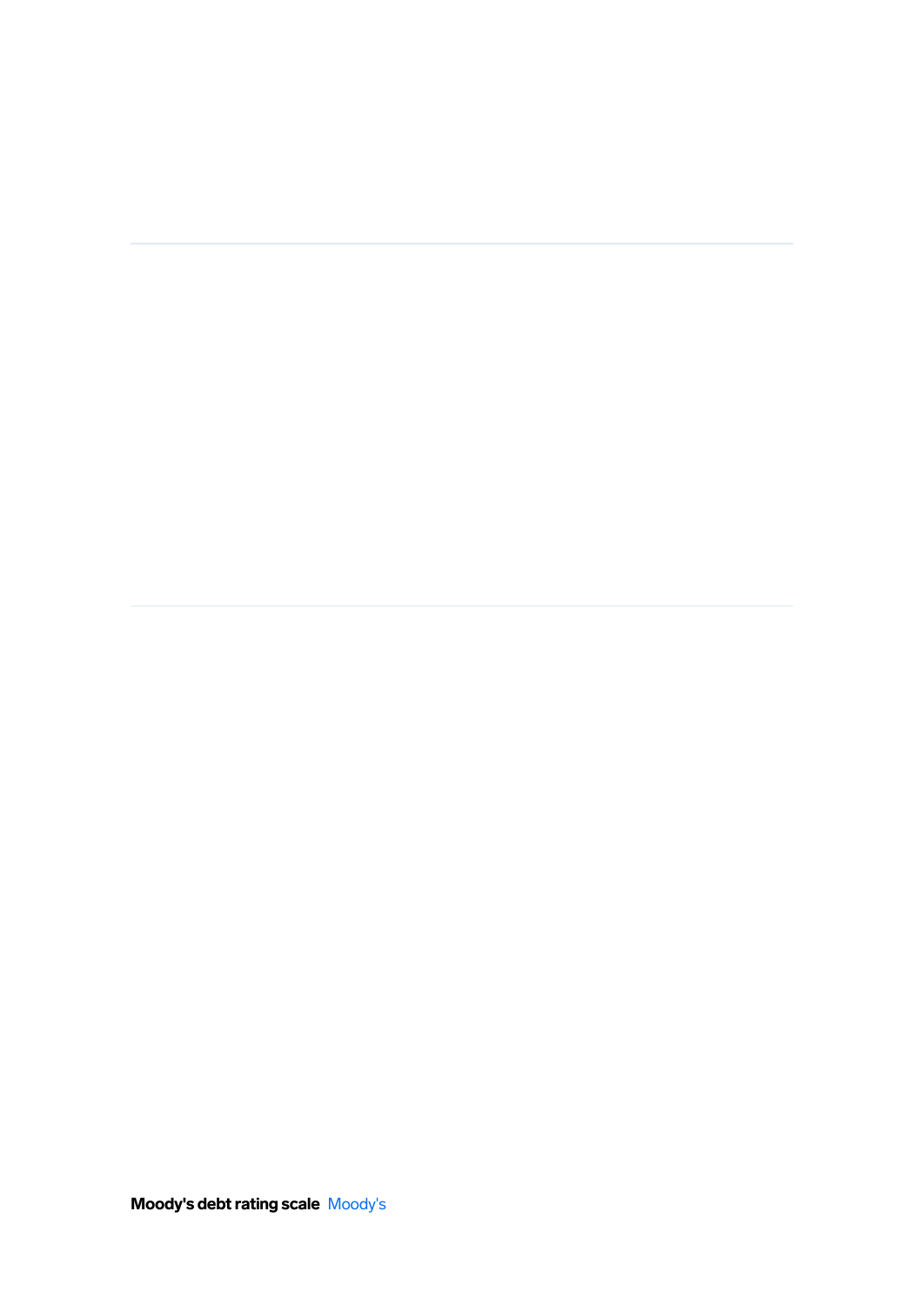**Moody's debt rating scale** Moody's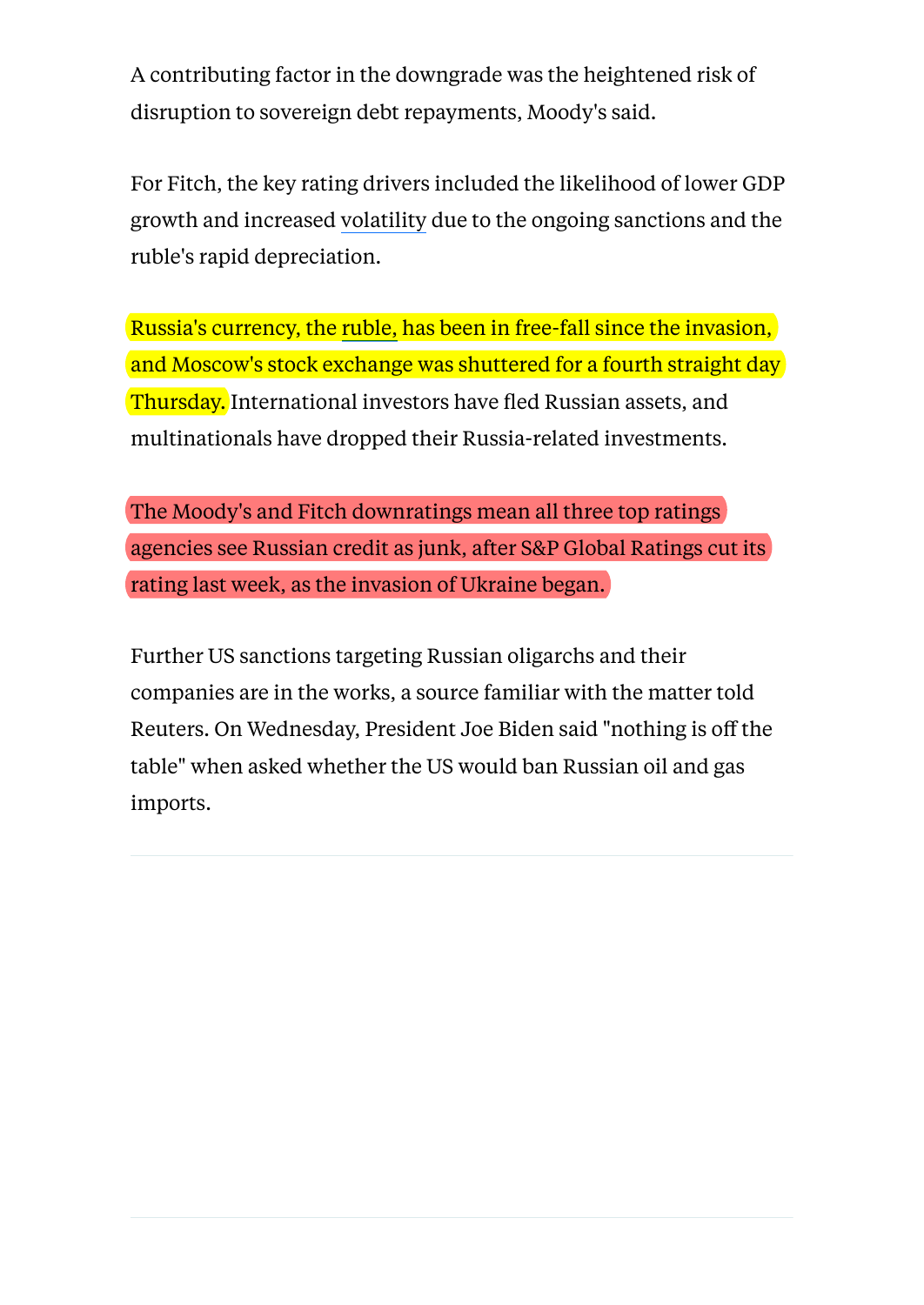A contributing factor in the downgrade was the heightened risk of disruption to sovereign debt repayments, Moody's said.

For Fitch, the key rating drivers included the likelihood of lower GDP growth and increased volatility due to the ongoing sanctions and the ruble's rapid depreciation.

Russia's currency, the ruble, has been in free-fall since the invasion, and Moscow's stock exchange was shuttered for a fourth straight day Thursday. International investors have fled Russian assets, and multinationals have dropped their Russia-related investments.

The Moody's and Fitch downratings mean all three top ratings agencies see Russian credit as junk, after S&P Global Ratings cut its rating last week, as the invasion of Ukraine began.

Further US sanctions targeting Russian oligarchs and their companies are in the works, a source familiar with the matter told Reuters. On Wednesday, President Joe Biden said "nothing is off the table" when asked whether the US would ban Russian oil and gas imports.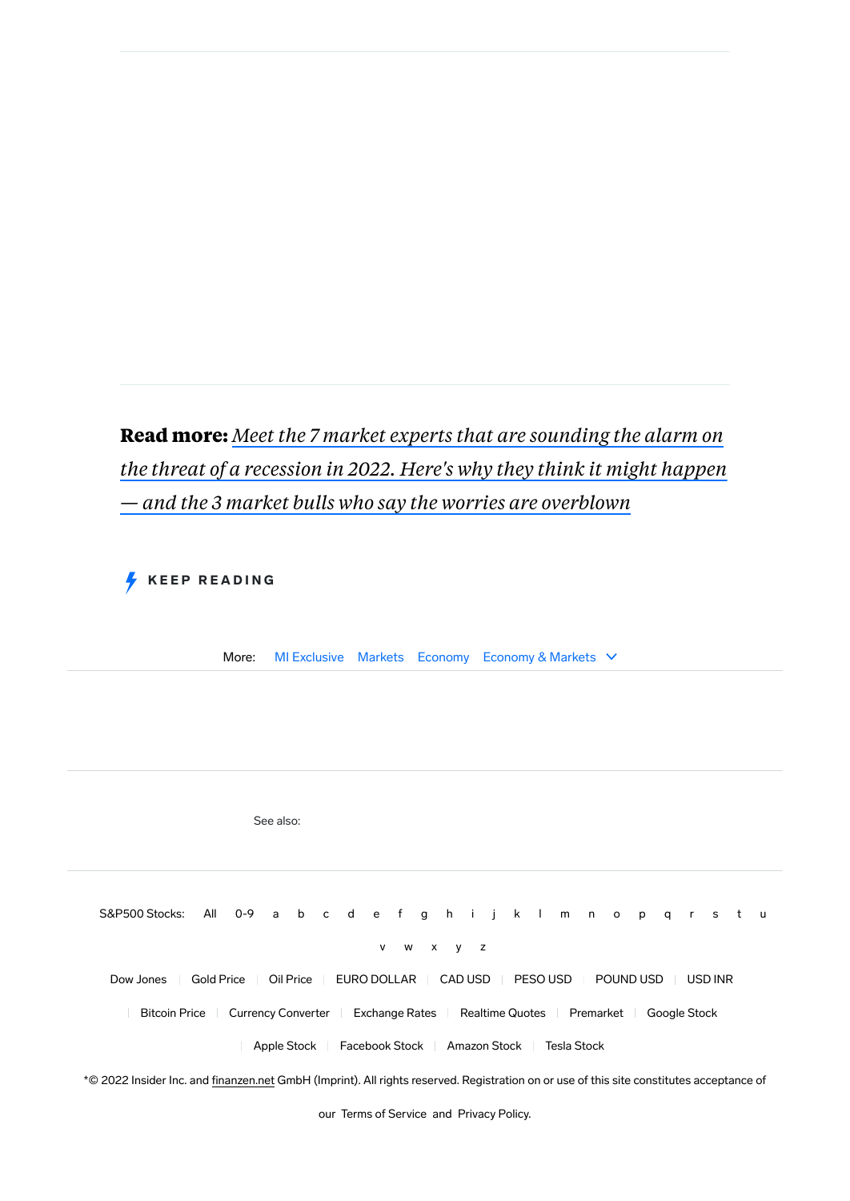**Read more:** *Meet the 7 market experts that are sounding the alarm on the threat of a recession in 2022. Here's why they think it might happen — and the 3 market bulls who say the worries are overblown*

KEEP READING

More: MI Exclusive Markets Economy Economy & Markets

See also:

S&P500 Stocks: All 0-9 a b c d e f g h i j k l m n o p q r s t u v w x y z

Dow Jones | Gold Price | Oil Price | EURO DOLLAR | CAD USD | PESO USD | POUND USD | USD INR

Bitcoin Price | Currency Converter | Exchange Rates | Realtime Quotes | Premarket | Google Stock

Apple Stock | Facebook Stock | Amazon Stock | Tesla Stock

*© 2022 Insider Inc. and finanzen.net GmbH (Imprint). All rights reserved. Registration on or use of this site constitutes acceptance of our Terms of Service and Privacy Policy.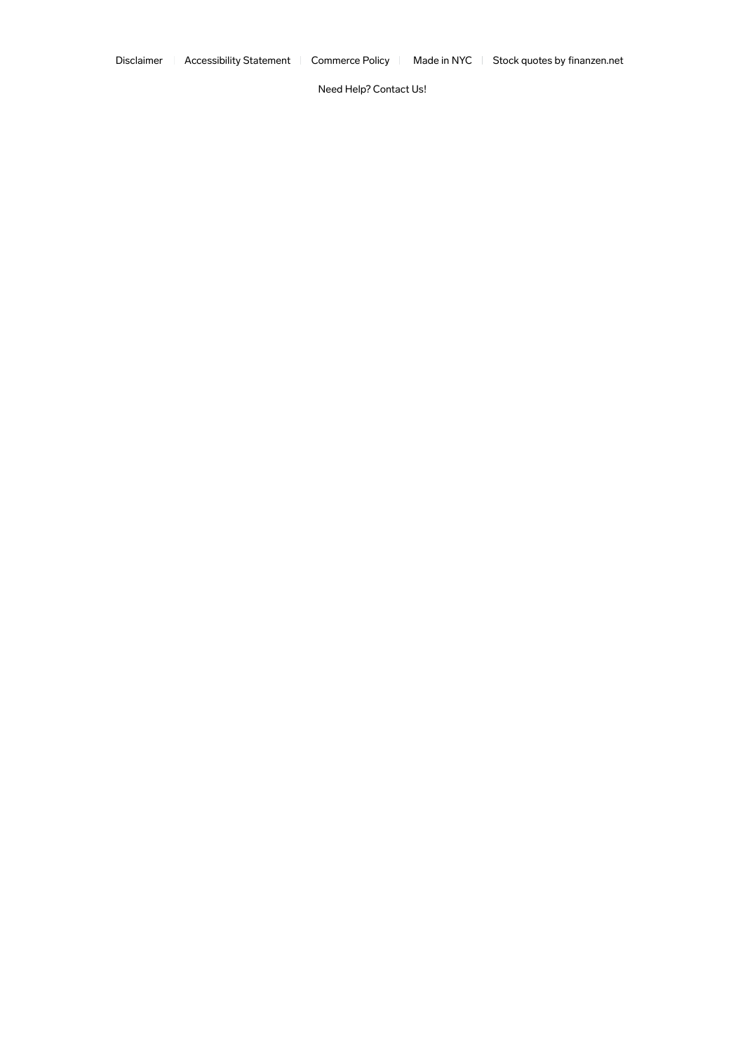Disclaimer | Accessibility Statement | Commerce Policy | Made in NYC | Stock quotes by finanzen.net

Need Help? Contact Us!